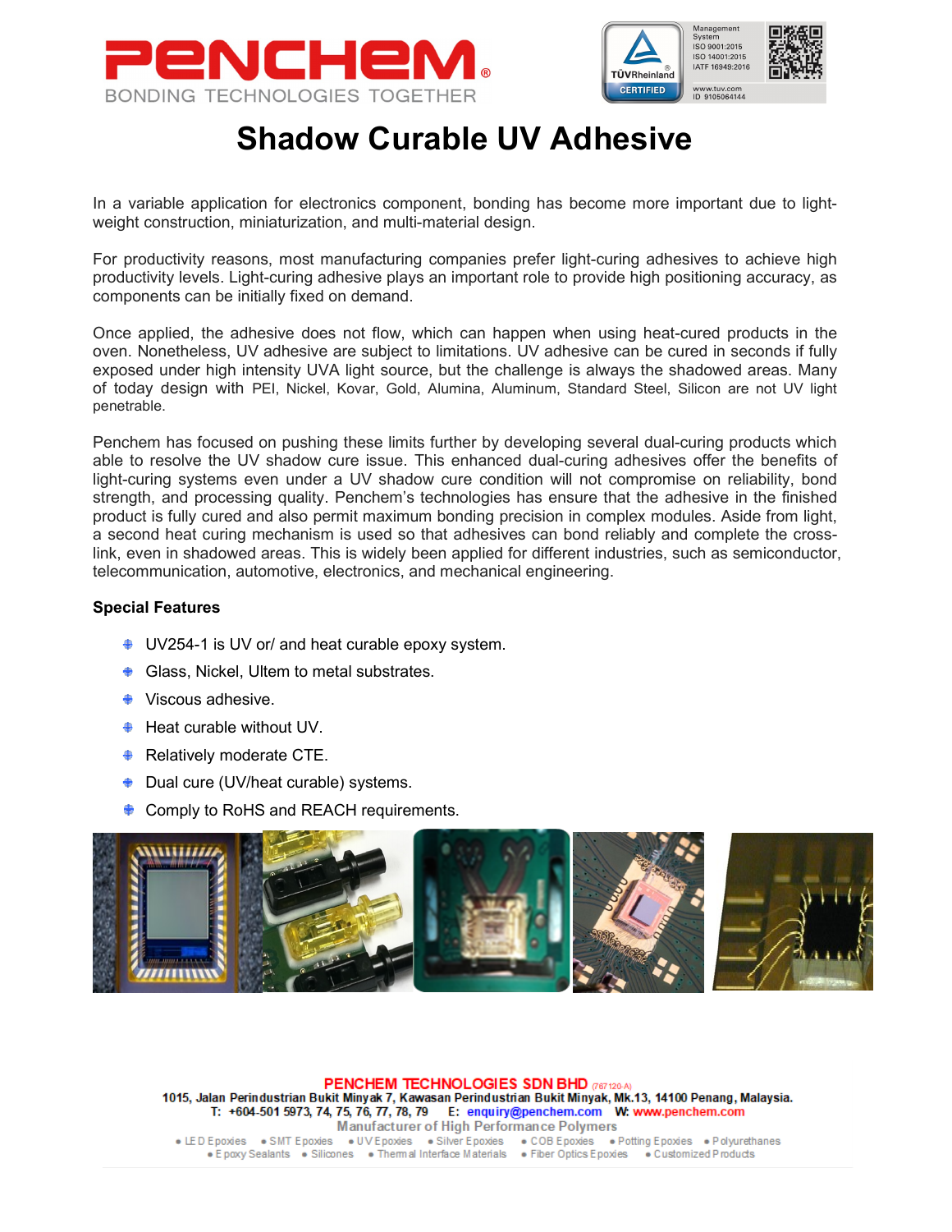# Shadow Curable UV Adhesive

In a variable application for electronics component, bonding has become more important due to light-weight construction, miniaturization, and multi-material design.

For productivity reasons, most manufacturing companies prefer light-curing adhesives to achieve high productivity levels. Light-curing adhesive plays an important role to provide high positioning accuracy, as components can be initially fixed on demand.

Once applied, the adhesive does not flow, which can happen when using heat-cured products in the oven. Nonetheless, UV adhesive are subject to limitations. UV adhesive can be cured in seconds if fully exposed under high intensity UVA light source, but the challenge is always the shadowed areas. Many of today design with PEI, Nickel, Kovar, Gold, Alumina, Aluminum, Standard Steel, Silicon are not UV light penetrable.

Penchem has focused on pushing these limits further by developing several dual-curing products which able to resolve the UV shadow cure issue. This enhanced dual-curing adhesives offer the benefits of light-curing systems even under a UV shadow cure condition will not compromise on reliability, bond strength, and processing quality. Penchem's technologies has ensure that the adhesive in the finished product is fully cured and also permit maximum bonding precision in complex modules. Aside from light, a second heat curing mechanism is used so that adhesives can bond reliably and complete the cross-link, even in shadowed areas. This is widely been applied for different industries, such as semiconductor, telecommunication, automotive, electronics, and mechanical engineering.

**Special Features**

- UV254-1 is UV or/ and heat curable epoxy system.
- Glass, Nickel, Ultem to metal substrates.
- Viscous adhesive.
- Heat curable without UV.
- Relatively moderate CTE.
- Dual cure (UV/heat curable) systems.
- Comply to RoHS and REACH requirements.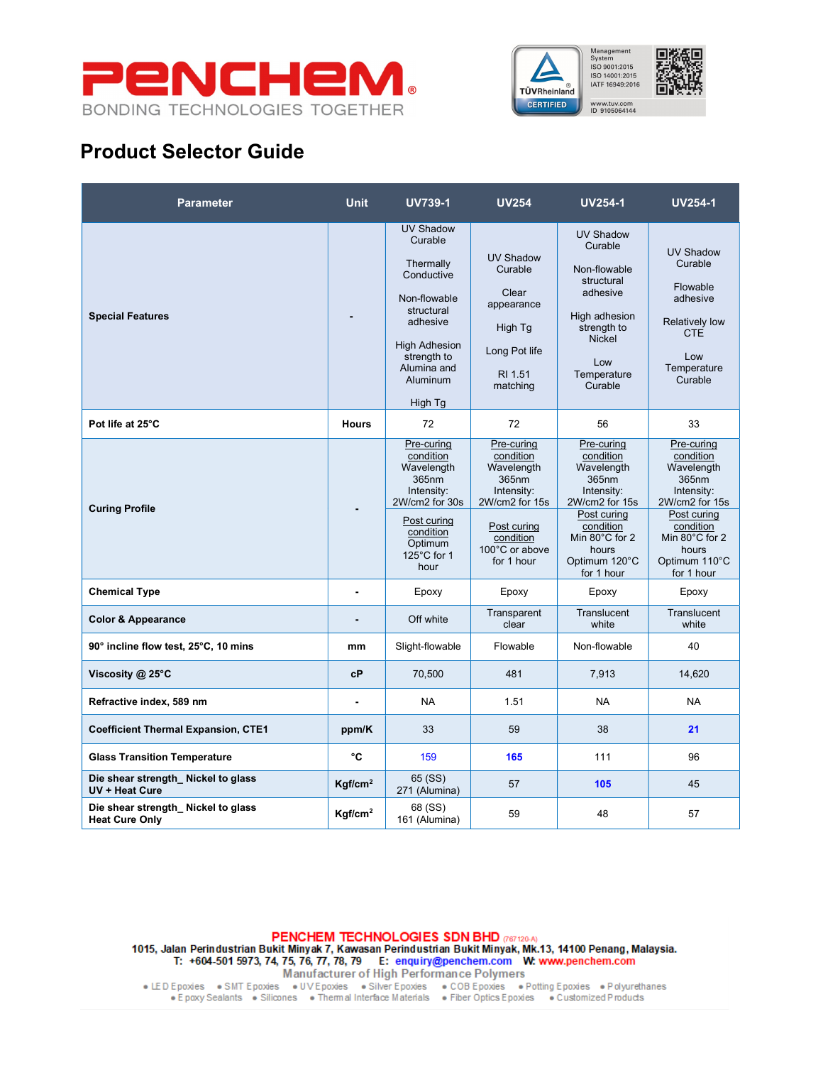# PENCHEM®

BONDING TECHNOLOGIES TOGETHER

## Product Selector Guide

| Parameter | Unit | UV739-1 | UV254 | UV254-1 | UV254-1 |
|---|---|---|---|---|---|
| **Special Features** | - | UV Shadow Curable<br><br>Thermally Conductive<br><br>Non-flowable structural adhesive<br><br>High Adhesion strength to Alumina and Aluminum<br><br>High Tg | UV Shadow Curable<br><br>Clear appearance<br><br>High Tg<br><br>Long Pot life<br><br>RI 1.51 matching | UV Shadow Curable<br><br>Non-flowable structural adhesive<br><br>High adhesion strength to Nickel<br><br>Low Temperature Curable | UV Shadow Curable<br><br>Flowable adhesive<br><br>Relatively low CTE<br><br>Low Temperature Curable |
| **Pot life at 25°C** | **Hours** | 72 | 72 | 56 | 33 |
| **Curing Profile** | - | Pre-curing condition Wavelength 365nm Intensity: 2W/cm2 for 30s<br><br>Post curing condition Optimum 125°C for 1 hour | Pre-curing condition Wavelength 365nm Intensity: 2W/cm2 for 15s<br><br>Post curing condition 100°C or above for 1 hour | Pre-curing condition Wavelength 365nm Intensity: 2W/cm2 for 15s<br><br>Post curing condition Min 80°C for 2 hours Optimum 120°C for 1 hour | Pre-curing condition Wavelength 365nm Intensity: 2W/cm2 for 15s<br><br>Post curing condition Min 80°C for 2 hours Optimum 110°C for 1 hour |
| **Chemical Type** | - | Epoxy | Epoxy | Epoxy | Epoxy |
| **Color & Appearance** | - | Off white | Transparent clear | Translucent white | Translucent white |
| **90° incline flow test, 25°C, 10 mins** | **mm** | Slight-flowable | Flowable | Non-flowable | 40 |
| **Viscosity @ 25°C** | **cP** | 70,500 | 481 | 7,913 | 14,620 |
| **Refractive index, 589 nm** | - | NA | 1.51 | NA | NA |
| **Coefficient Thermal Expansion, CTE1** | **ppm/K** | 33 | 59 | 38 | **21** |
| **Glass Transition Temperature** | **°C** | 159 | **165** | 111 | 96 |
| **Die shear strength_ Nickel to glass UV + Heat Cure** | **Kgf/cm²** | 65 (SS)<br>271 (Alumina) | 57 | **105** | 45 |
| **Die shear strength_ Nickel to glass Heat Cure Only** | **Kgf/cm²** | 68 (SS)<br>161 (Alumina) | 59 | 48 | 57 |

**PENCHEM TECHNOLOGIES SDN BHD** (767120-A)
1015, Jalan Perindustrian Bukit Minyak 7, Kawasan Perindustrian Bukit Minyak, Mk.13, 14100 Penang, Malaysia.
T: +604-501 5973, 74, 75, 76, 77, 78, 79 E: enquiry@penchem.com W: www.penchem.com
Manufacturer of High Performance Polymers
• LED Epoxies • SMT Epoxies • UV Epoxies • Silver Epoxies • COB Epoxies • Potting Epoxies • Polyurethanes
• Epoxy Sealants • Silicones • Thermal Interface Materials • Fiber Optics Epoxies • Customized Products